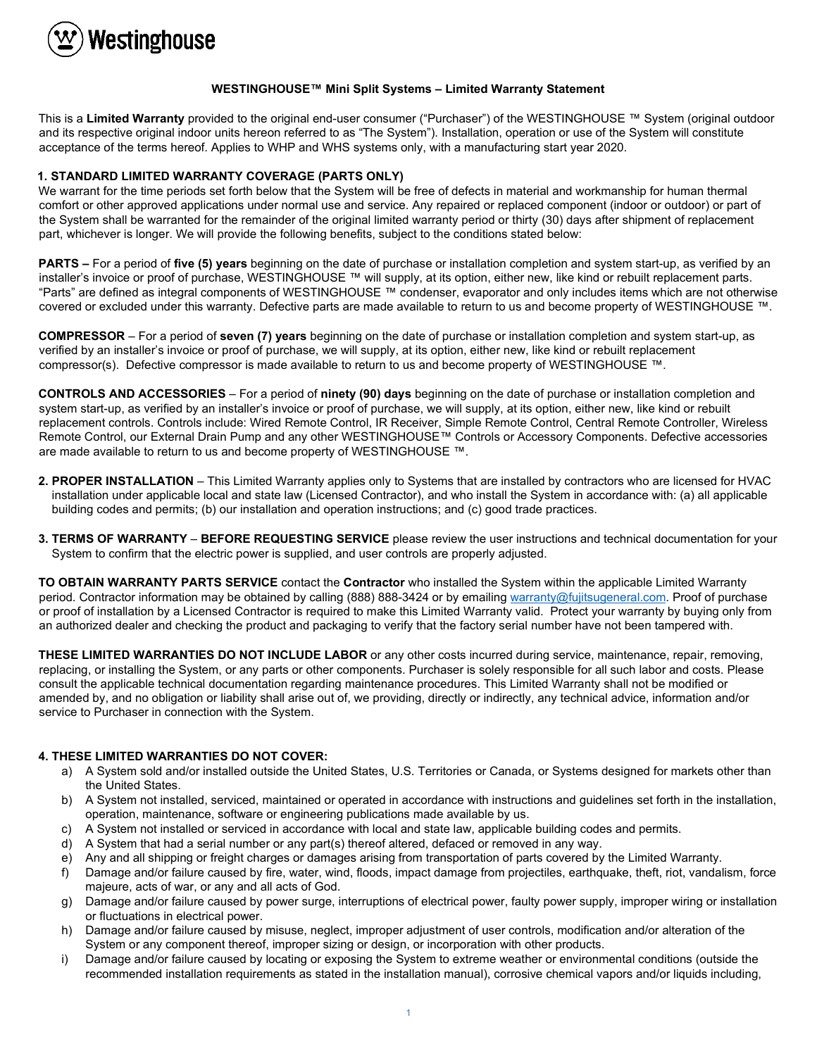Westinghouse

## WESTINGHOUSE™ Mini Split Systems – Limited Warranty Statement

This is a **Limited Warranty** provided to the original end-user consumer ("Purchaser") of the WESTINGHOUSE ™ System (original outdoor and its respective original indoor units hereon referred to as "The System"). Installation, operation or use of the System will constitute acceptance of the terms hereof. Applies to WHP and WHS systems only, with a manufacturing start year 2020.

### 1. STANDARD LIMITED WARRANTY COVERAGE (PARTS ONLY)

We warrant for the time periods set forth below that the System will be free of defects in material and workmanship for human thermal comfort or other approved applications under normal use and service. Any repaired or replaced component (indoor or outdoor) or part of the System shall be warranted for the remainder of the original limited warranty period or thirty (30) days after shipment of replacement part, whichever is longer. We will provide the following benefits, subject to the conditions stated below:

**PARTS –** For a period of **five (5) years** beginning on the date of purchase or installation completion and system start-up, as verified by an installer's invoice or proof of purchase, WESTINGHOUSE ™ will supply, at its option, either new, like kind or rebuilt replacement parts. "Parts" are defined as integral components of WESTINGHOUSE ™ condenser, evaporator and only includes items which are not otherwise covered or excluded under this warranty. Defective parts are made available to return to us and become property of WESTINGHOUSE ™.

**COMPRESSOR** – For a period of **seven (7) years** beginning on the date of purchase or installation completion and system start-up, as verified by an installer's invoice or proof of purchase, we will supply, at its option, either new, like kind or rebuilt replacement compressor(s). Defective compressor is made available to return to us and become property of WESTINGHOUSE ™.

**CONTROLS AND ACCESSORIES** – For a period of **ninety (90) days** beginning on the date of purchase or installation completion and system start-up, as verified by an installer's invoice or proof of purchase, we will supply, at its option, either new, like kind or rebuilt replacement controls. Controls include: Wired Remote Control, IR Receiver, Simple Remote Control, Central Remote Controller, Wireless Remote Control, our External Drain Pump and any other WESTINGHOUSE™ Controls or Accessory Components. Defective accessories are made available to return to us and become property of WESTINGHOUSE ™.

**2. PROPER INSTALLATION** – This Limited Warranty applies only to Systems that are installed by contractors who are licensed for HVAC installation under applicable local and state law (Licensed Contractor), and who install the System in accordance with: (a) all applicable building codes and permits; (b) our installation and operation instructions; and (c) good trade practices.

**3. TERMS OF WARRANTY** – **BEFORE REQUESTING SERVICE** please review the user instructions and technical documentation for your System to confirm that the electric power is supplied, and user controls are properly adjusted.

**TO OBTAIN WARRANTY PARTS SERVICE** contact the **Contractor** who installed the System within the applicable Limited Warranty period. Contractor information may be obtained by calling (888) 888-3424 or by emailing warranty@fujitsugeneral.com. Proof of purchase or proof of installation by a Licensed Contractor is required to make this Limited Warranty valid. Protect your warranty by buying only from an authorized dealer and checking the product and packaging to verify that the factory serial number have not been tampered with.

**THESE LIMITED WARRANTIES DO NOT INCLUDE LABOR** or any other costs incurred during service, maintenance, repair, removing, replacing, or installing the System, or any parts or other components. Purchaser is solely responsible for all such labor and costs. Please consult the applicable technical documentation regarding maintenance procedures. This Limited Warranty shall not be modified or amended by, and no obligation or liability shall arise out of, we providing, directly or indirectly, any technical advice, information and/or service to Purchaser in connection with the System.

### 4. THESE LIMITED WARRANTIES DO NOT COVER:

a) A System sold and/or installed outside the United States, U.S. Territories or Canada, or Systems designed for markets other than the United States.
b) A System not installed, serviced, maintained or operated in accordance with instructions and guidelines set forth in the installation, operation, maintenance, software or engineering publications made available by us.
c) A System not installed or serviced in accordance with local and state law, applicable building codes and permits.
d) A System that had a serial number or any part(s) thereof altered, defaced or removed in any way.
e) Any and all shipping or freight charges or damages arising from transportation of parts covered by the Limited Warranty.
f) Damage and/or failure caused by fire, water, wind, floods, impact damage from projectiles, earthquake, theft, riot, vandalism, force majeure, acts of war, or any and all acts of God.
g) Damage and/or failure caused by power surge, interruptions of electrical power, faulty power supply, improper wiring or installation or fluctuations in electrical power.
h) Damage and/or failure caused by misuse, neglect, improper adjustment of user controls, modification and/or alteration of the System or any component thereof, improper sizing or design, or incorporation with other products.
i) Damage and/or failure caused by locating or exposing the System to extreme weather or environmental conditions (outside the recommended installation requirements as stated in the installation manual), corrosive chemical vapors and/or liquids including,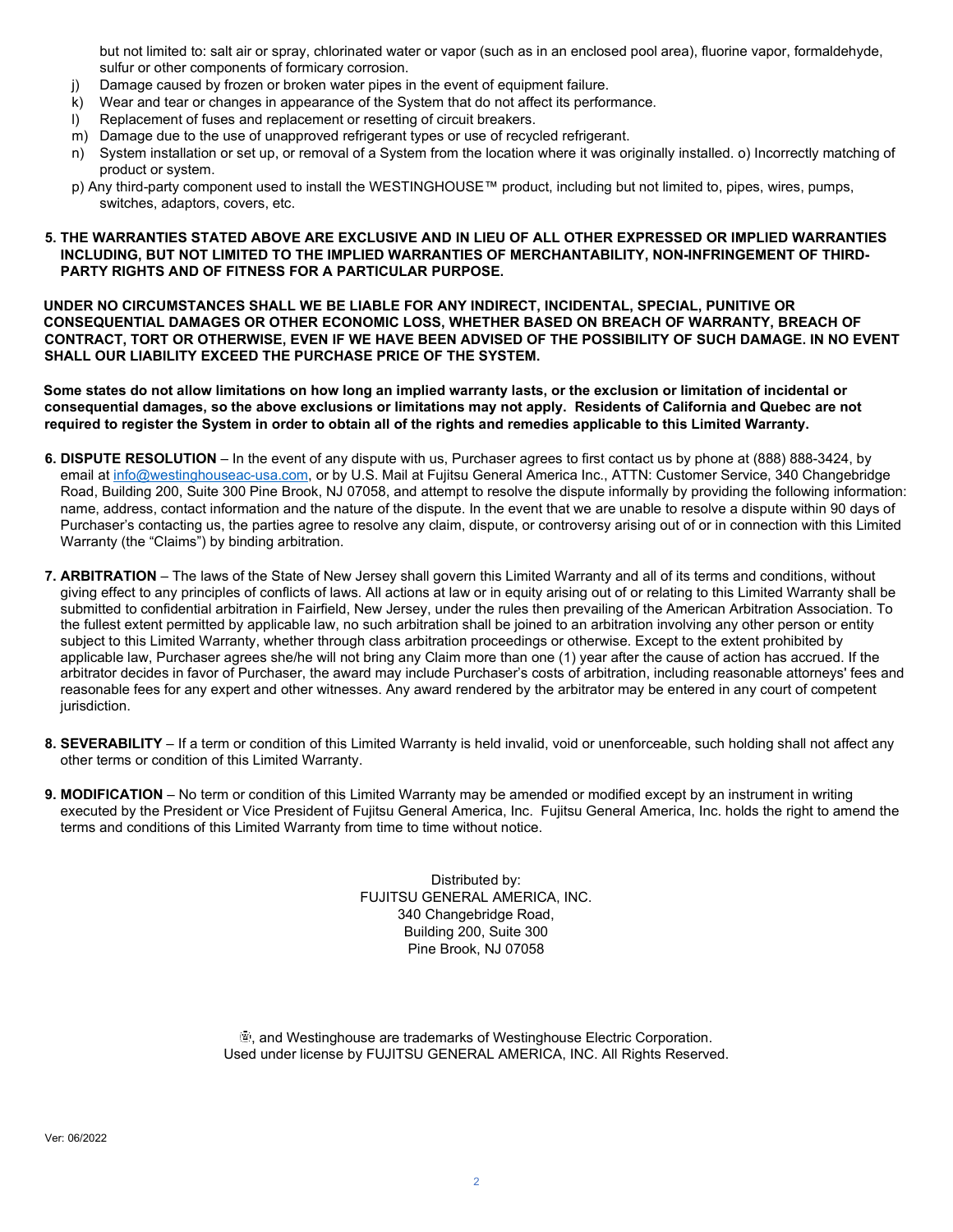but not limited to: salt air or spray, chlorinated water or vapor (such as in an enclosed pool area), fluorine vapor, formaldehyde, sulfur or other components of formicary corrosion.

j) Damage caused by frozen or broken water pipes in the event of equipment failure.

k) Wear and tear or changes in appearance of the System that do not affect its performance.

l) Replacement of fuses and replacement or resetting of circuit breakers.

m) Damage due to the use of unapproved refrigerant types or use of recycled refrigerant.

n) System installation or set up, or removal of a System from the location where it was originally installed. o) Incorrectly matching of product or system.

p) Any third-party component used to install the WESTINGHOUSE™ product, including but not limited to, pipes, wires, pumps, switches, adaptors, covers, etc.

**5. THE WARRANTIES STATED ABOVE ARE EXCLUSIVE AND IN LIEU OF ALL OTHER EXPRESSED OR IMPLIED WARRANTIES INCLUDING, BUT NOT LIMITED TO THE IMPLIED WARRANTIES OF MERCHANTABILITY, NON-INFRINGEMENT OF THIRD-PARTY RIGHTS AND OF FITNESS FOR A PARTICULAR PURPOSE.**

**UNDER NO CIRCUMSTANCES SHALL WE BE LIABLE FOR ANY INDIRECT, INCIDENTAL, SPECIAL, PUNITIVE OR CONSEQUENTIAL DAMAGES OR OTHER ECONOMIC LOSS, WHETHER BASED ON BREACH OF WARRANTY, BREACH OF CONTRACT, TORT OR OTHERWISE, EVEN IF WE HAVE BEEN ADVISED OF THE POSSIBILITY OF SUCH DAMAGE. IN NO EVENT SHALL OUR LIABILITY EXCEED THE PURCHASE PRICE OF THE SYSTEM.**

**Some states do not allow limitations on how long an implied warranty lasts, or the exclusion or limitation of incidental or consequential damages, so the above exclusions or limitations may not apply. Residents of California and Quebec are not required to register the System in order to obtain all of the rights and remedies applicable to this Limited Warranty.**

**6. DISPUTE RESOLUTION** – In the event of any dispute with us, Purchaser agrees to first contact us by phone at (888) 888-3424, by email at info@westinghouseac-usa.com, or by U.S. Mail at Fujitsu General America Inc., ATTN: Customer Service, 340 Changebridge Road, Building 200, Suite 300 Pine Brook, NJ 07058, and attempt to resolve the dispute informally by providing the following information: name, address, contact information and the nature of the dispute. In the event that we are unable to resolve a dispute within 90 days of Purchaser's contacting us, the parties agree to resolve any claim, dispute, or controversy arising out of or in connection with this Limited Warranty (the "Claims") by binding arbitration.

**7. ARBITRATION** – The laws of the State of New Jersey shall govern this Limited Warranty and all of its terms and conditions, without giving effect to any principles of conflicts of laws. All actions at law or in equity arising out of or relating to this Limited Warranty shall be submitted to confidential arbitration in Fairfield, New Jersey, under the rules then prevailing of the American Arbitration Association. To the fullest extent permitted by applicable law, no such arbitration shall be joined to an arbitration involving any other person or entity subject to this Limited Warranty, whether through class arbitration proceedings or otherwise. Except to the extent prohibited by applicable law, Purchaser agrees she/he will not bring any Claim more than one (1) year after the cause of action has accrued. If the arbitrator decides in favor of Purchaser, the award may include Purchaser's costs of arbitration, including reasonable attorneys' fees and reasonable fees for any expert and other witnesses. Any award rendered by the arbitrator may be entered in any court of competent jurisdiction.

**8. SEVERABILITY** – If a term or condition of this Limited Warranty is held invalid, void or unenforceable, such holding shall not affect any other terms or condition of this Limited Warranty.

**9. MODIFICATION** – No term or condition of this Limited Warranty may be amended or modified except by an instrument in writing executed by the President or Vice President of Fujitsu General America, Inc. Fujitsu General America, Inc. holds the right to amend the terms and conditions of this Limited Warranty from time to time without notice.

Distributed by:
FUJITSU GENERAL AMERICA, INC.
340 Changebridge Road,
Building 200, Suite 300
Pine Brook, NJ 07058

Ⓦ, and Westinghouse are trademarks of Westinghouse Electric Corporation.
Used under license by FUJITSU GENERAL AMERICA, INC. All Rights Reserved.

Ver: 06/2022